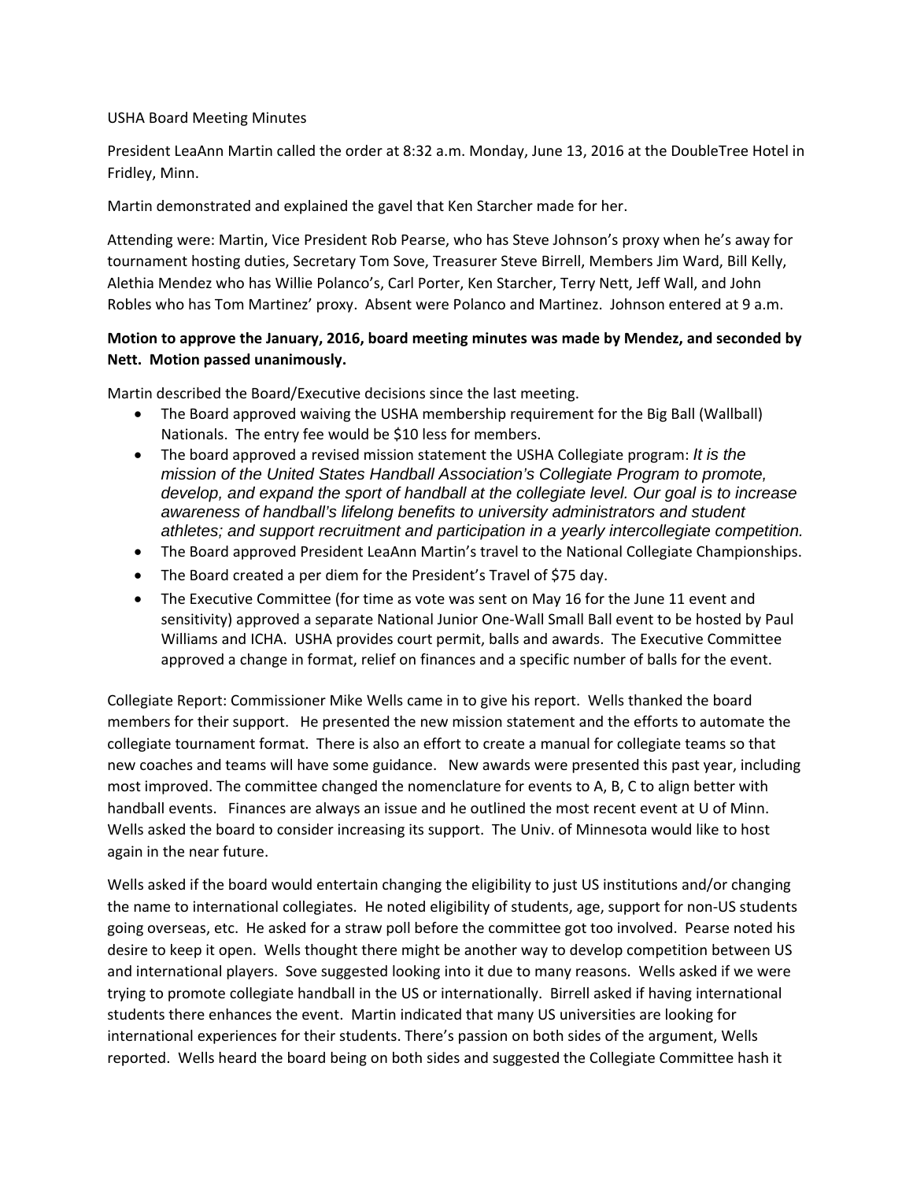USHA Board Meeting Minutes

President LeaAnn Martin called the order at 8:32 a.m. Monday, June 13, 2016 at the DoubleTree Hotel in Fridley, Minn.

Martin demonstrated and explained the gavel that Ken Starcher made for her.

Attending were: Martin, Vice President Rob Pearse, who has Steve Johnson's proxy when he's away for tournament hosting duties, Secretary Tom Sove, Treasurer Steve Birrell, Members Jim Ward, Bill Kelly, Alethia Mendez who has Willie Polanco's, Carl Porter, Ken Starcher, Terry Nett, Jeff Wall, and John Robles who has Tom Martinez' proxy. Absent were Polanco and Martinez. Johnson entered at 9 a.m.

**Motion to approve the January, 2016, board meeting minutes was made by Mendez, and seconded by Nett. Motion passed unanimously.**

Martin described the Board/Executive decisions since the last meeting.

- The Board approved waiving the USHA membership requirement for the Big Ball (Wallball) Nationals. The entry fee would be $10 less for members.
- The board approved a revised mission statement the USHA Collegiate program: *It is the mission of the United States Handball Association's Collegiate Program to promote, develop, and expand the sport of handball at the collegiate level. Our goal is to increase awareness of handball's lifelong benefits to university administrators and student athletes; and support recruitment and participation in a yearly intercollegiate competition.*
- The Board approved President LeaAnn Martin's travel to the National Collegiate Championships.
- The Board created a per diem for the President's Travel of $75 day.
- The Executive Committee (for time as vote was sent on May 16 for the June 11 event and sensitivity) approved a separate National Junior One-Wall Small Ball event to be hosted by Paul Williams and ICHA. USHA provides court permit, balls and awards. The Executive Committee approved a change in format, relief on finances and a specific number of balls for the event.

Collegiate Report: Commissioner Mike Wells came in to give his report. Wells thanked the board members for their support. He presented the new mission statement and the efforts to automate the collegiate tournament format. There is also an effort to create a manual for collegiate teams so that new coaches and teams will have some guidance. New awards were presented this past year, including most improved. The committee changed the nomenclature for events to A, B, C to align better with handball events. Finances are always an issue and he outlined the most recent event at U of Minn. Wells asked the board to consider increasing its support. The Univ. of Minnesota would like to host again in the near future.

Wells asked if the board would entertain changing the eligibility to just US institutions and/or changing the name to international collegiates. He noted eligibility of students, age, support for non-US students going overseas, etc. He asked for a straw poll before the committee got too involved. Pearse noted his desire to keep it open. Wells thought there might be another way to develop competition between US and international players. Sove suggested looking into it due to many reasons. Wells asked if we were trying to promote collegiate handball in the US or internationally. Birrell asked if having international students there enhances the event. Martin indicated that many US universities are looking for international experiences for their students. There's passion on both sides of the argument, Wells reported. Wells heard the board being on both sides and suggested the Collegiate Committee hash it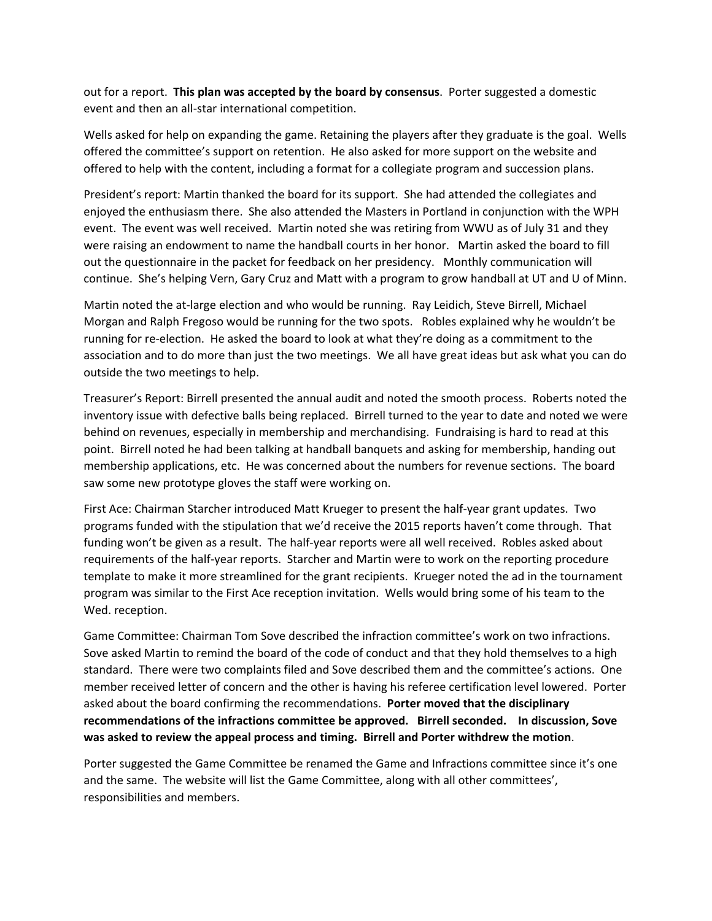out for a report. **This plan was accepted by the board by consensus**. Porter suggested a domestic event and then an all-star international competition.

Wells asked for help on expanding the game. Retaining the players after they graduate is the goal. Wells offered the committee's support on retention. He also asked for more support on the website and offered to help with the content, including a format for a collegiate program and succession plans.

President's report: Martin thanked the board for its support. She had attended the collegiates and enjoyed the enthusiasm there. She also attended the Masters in Portland in conjunction with the WPH event. The event was well received. Martin noted she was retiring from WWU as of July 31 and they were raising an endowment to name the handball courts in her honor. Martin asked the board to fill out the questionnaire in the packet for feedback on her presidency. Monthly communication will continue. She's helping Vern, Gary Cruz and Matt with a program to grow handball at UT and U of Minn.

Martin noted the at-large election and who would be running. Ray Leidich, Steve Birrell, Michael Morgan and Ralph Fregoso would be running for the two spots. Robles explained why he wouldn't be running for re-election. He asked the board to look at what they're doing as a commitment to the association and to do more than just the two meetings. We all have great ideas but ask what you can do outside the two meetings to help.

Treasurer's Report: Birrell presented the annual audit and noted the smooth process. Roberts noted the inventory issue with defective balls being replaced. Birrell turned to the year to date and noted we were behind on revenues, especially in membership and merchandising. Fundraising is hard to read at this point. Birrell noted he had been talking at handball banquets and asking for membership, handing out membership applications, etc. He was concerned about the numbers for revenue sections. The board saw some new prototype gloves the staff were working on.

First Ace: Chairman Starcher introduced Matt Krueger to present the half-year grant updates. Two programs funded with the stipulation that we'd receive the 2015 reports haven't come through. That funding won't be given as a result. The half-year reports were all well received. Robles asked about requirements of the half-year reports. Starcher and Martin were to work on the reporting procedure template to make it more streamlined for the grant recipients. Krueger noted the ad in the tournament program was similar to the First Ace reception invitation. Wells would bring some of his team to the Wed. reception.

Game Committee: Chairman Tom Sove described the infraction committee's work on two infractions. Sove asked Martin to remind the board of the code of conduct and that they hold themselves to a high standard. There were two complaints filed and Sove described them and the committee's actions. One member received letter of concern and the other is having his referee certification level lowered. Porter asked about the board confirming the recommendations. **Porter moved that the disciplinary recommendations of the infractions committee be approved. Birrell seconded. In discussion, Sove was asked to review the appeal process and timing. Birrell and Porter withdrew the motion**.

Porter suggested the Game Committee be renamed the Game and Infractions committee since it's one and the same. The website will list the Game Committee, along with all other committees', responsibilities and members.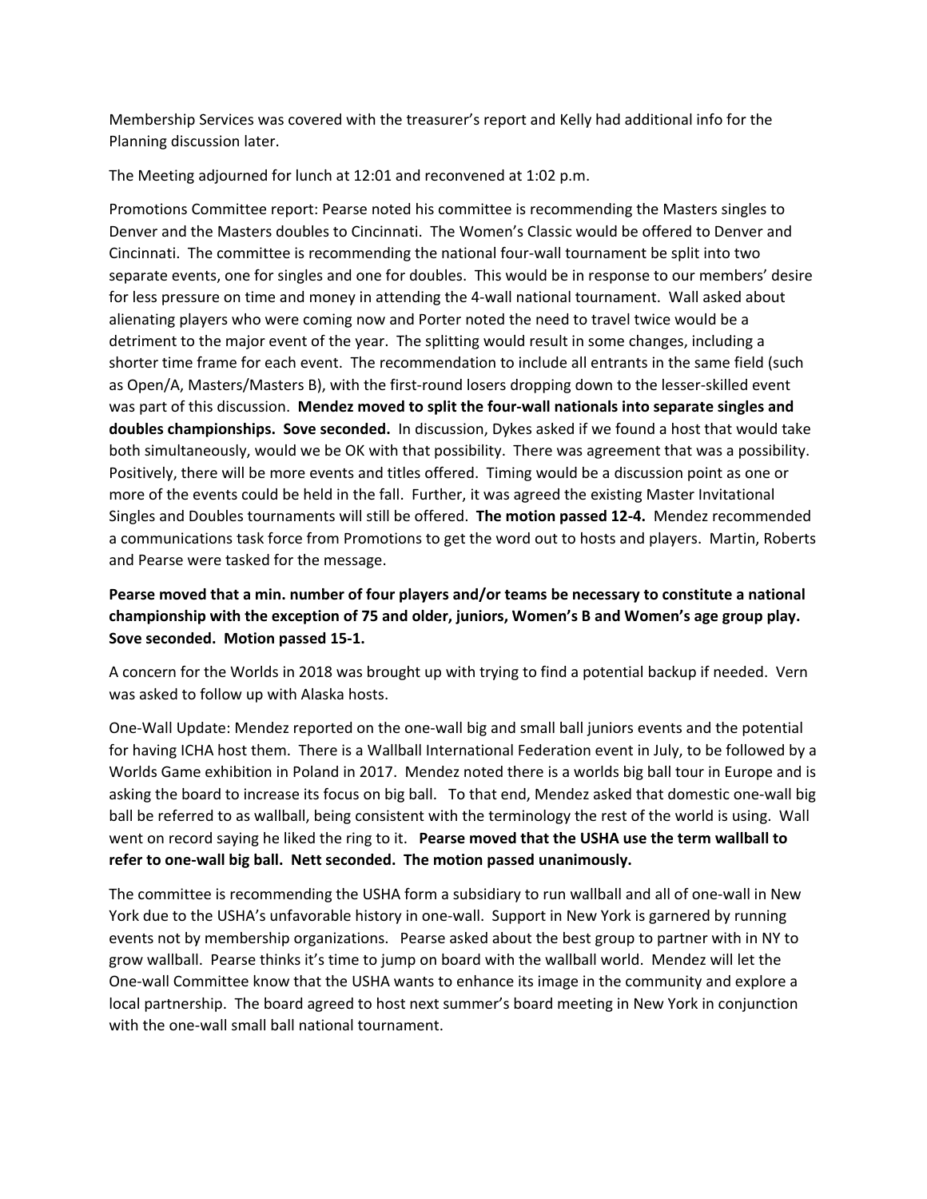Membership Services was covered with the treasurer's report and Kelly had additional info for the Planning discussion later.

The Meeting adjourned for lunch at 12:01 and reconvened at 1:02 p.m.

Promotions Committee report: Pearse noted his committee is recommending the Masters singles to Denver and the Masters doubles to Cincinnati. The Women's Classic would be offered to Denver and Cincinnati. The committee is recommending the national four-wall tournament be split into two separate events, one for singles and one for doubles. This would be in response to our members' desire for less pressure on time and money in attending the 4-wall national tournament. Wall asked about alienating players who were coming now and Porter noted the need to travel twice would be a detriment to the major event of the year. The splitting would result in some changes, including a shorter time frame for each event. The recommendation to include all entrants in the same field (such as Open/A, Masters/Masters B), with the first-round losers dropping down to the lesser-skilled event was part of this discussion. **Mendez moved to split the four-wall nationals into separate singles and doubles championships. Sove seconded.** In discussion, Dykes asked if we found a host that would take both simultaneously, would we be OK with that possibility. There was agreement that was a possibility. Positively, there will be more events and titles offered. Timing would be a discussion point as one or more of the events could be held in the fall. Further, it was agreed the existing Master Invitational Singles and Doubles tournaments will still be offered. **The motion passed 12-4.** Mendez recommended a communications task force from Promotions to get the word out to hosts and players. Martin, Roberts and Pearse were tasked for the message.

**Pearse moved that a min. number of four players and/or teams be necessary to constitute a national championship with the exception of 75 and older, juniors, Women's B and Women's age group play. Sove seconded. Motion passed 15-1.**

A concern for the Worlds in 2018 was brought up with trying to find a potential backup if needed. Vern was asked to follow up with Alaska hosts.

One-Wall Update: Mendez reported on the one-wall big and small ball juniors events and the potential for having ICHA host them. There is a Wallball International Federation event in July, to be followed by a Worlds Game exhibition in Poland in 2017. Mendez noted there is a worlds big ball tour in Europe and is asking the board to increase its focus on big ball. To that end, Mendez asked that domestic one-wall big ball be referred to as wallball, being consistent with the terminology the rest of the world is using. Wall went on record saying he liked the ring to it. **Pearse moved that the USHA use the term wallball to refer to one-wall big ball. Nett seconded. The motion passed unanimously.**

The committee is recommending the USHA form a subsidiary to run wallball and all of one-wall in New York due to the USHA's unfavorable history in one-wall. Support in New York is garnered by running events not by membership organizations. Pearse asked about the best group to partner with in NY to grow wallball. Pearse thinks it's time to jump on board with the wallball world. Mendez will let the One-wall Committee know that the USHA wants to enhance its image in the community and explore a local partnership. The board agreed to host next summer's board meeting in New York in conjunction with the one-wall small ball national tournament.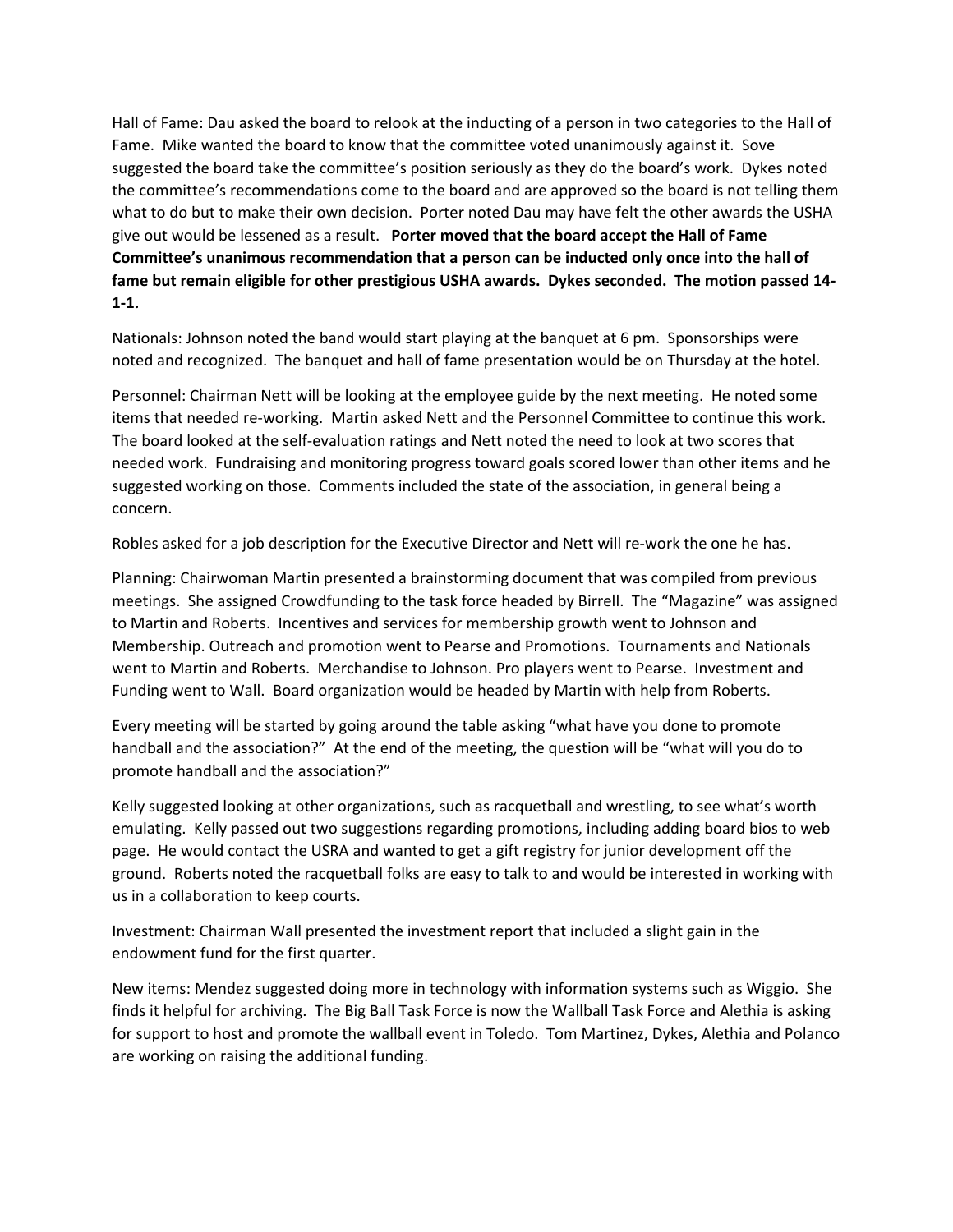Hall of Fame: Dau asked the board to relook at the inducting of a person in two categories to the Hall of Fame. Mike wanted the board to know that the committee voted unanimously against it. Sove suggested the board take the committee's position seriously as they do the board's work. Dykes noted the committee's recommendations come to the board and are approved so the board is not telling them what to do but to make their own decision. Porter noted Dau may have felt the other awards the USHA give out would be lessened as a result. **Porter moved that the board accept the Hall of Fame Committee's unanimous recommendation that a person can be inducted only once into the hall of fame but remain eligible for other prestigious USHA awards. Dykes seconded. The motion passed 14-1-1.**

Nationals: Johnson noted the band would start playing at the banquet at 6 pm. Sponsorships were noted and recognized. The banquet and hall of fame presentation would be on Thursday at the hotel.

Personnel: Chairman Nett will be looking at the employee guide by the next meeting. He noted some items that needed re-working. Martin asked Nett and the Personnel Committee to continue this work. The board looked at the self-evaluation ratings and Nett noted the need to look at two scores that needed work. Fundraising and monitoring progress toward goals scored lower than other items and he suggested working on those. Comments included the state of the association, in general being a concern.

Robles asked for a job description for the Executive Director and Nett will re-work the one he has.

Planning: Chairwoman Martin presented a brainstorming document that was compiled from previous meetings. She assigned Crowdfunding to the task force headed by Birrell. The "Magazine" was assigned to Martin and Roberts. Incentives and services for membership growth went to Johnson and Membership. Outreach and promotion went to Pearse and Promotions. Tournaments and Nationals went to Martin and Roberts. Merchandise to Johnson. Pro players went to Pearse. Investment and Funding went to Wall. Board organization would be headed by Martin with help from Roberts.

Every meeting will be started by going around the table asking "what have you done to promote handball and the association?" At the end of the meeting, the question will be "what will you do to promote handball and the association?"

Kelly suggested looking at other organizations, such as racquetball and wrestling, to see what's worth emulating. Kelly passed out two suggestions regarding promotions, including adding board bios to web page. He would contact the USRA and wanted to get a gift registry for junior development off the ground. Roberts noted the racquetball folks are easy to talk to and would be interested in working with us in a collaboration to keep courts.

Investment: Chairman Wall presented the investment report that included a slight gain in the endowment fund for the first quarter.

New items: Mendez suggested doing more in technology with information systems such as Wiggio. She finds it helpful for archiving. The Big Ball Task Force is now the Wallball Task Force and Alethia is asking for support to host and promote the wallball event in Toledo. Tom Martinez, Dykes, Alethia and Polanco are working on raising the additional funding.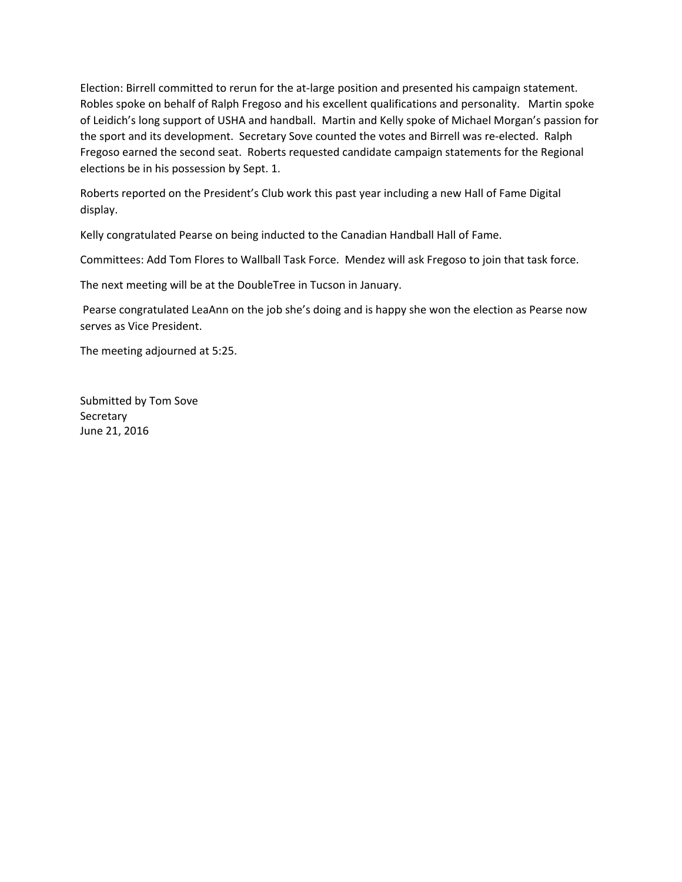Election: Birrell committed to rerun for the at-large position and presented his campaign statement. Robles spoke on behalf of Ralph Fregoso and his excellent qualifications and personality. Martin spoke of Leidich's long support of USHA and handball. Martin and Kelly spoke of Michael Morgan's passion for the sport and its development. Secretary Sove counted the votes and Birrell was re-elected. Ralph Fregoso earned the second seat. Roberts requested candidate campaign statements for the Regional elections be in his possession by Sept. 1.

Roberts reported on the President's Club work this past year including a new Hall of Fame Digital display.

Kelly congratulated Pearse on being inducted to the Canadian Handball Hall of Fame.

Committees: Add Tom Flores to Wallball Task Force. Mendez will ask Fregoso to join that task force.

The next meeting will be at the DoubleTree in Tucson in January.

Pearse congratulated LeaAnn on the job she's doing and is happy she won the election as Pearse now serves as Vice President.

The meeting adjourned at 5:25.

Submitted by Tom Sove
Secretary
June 21, 2016